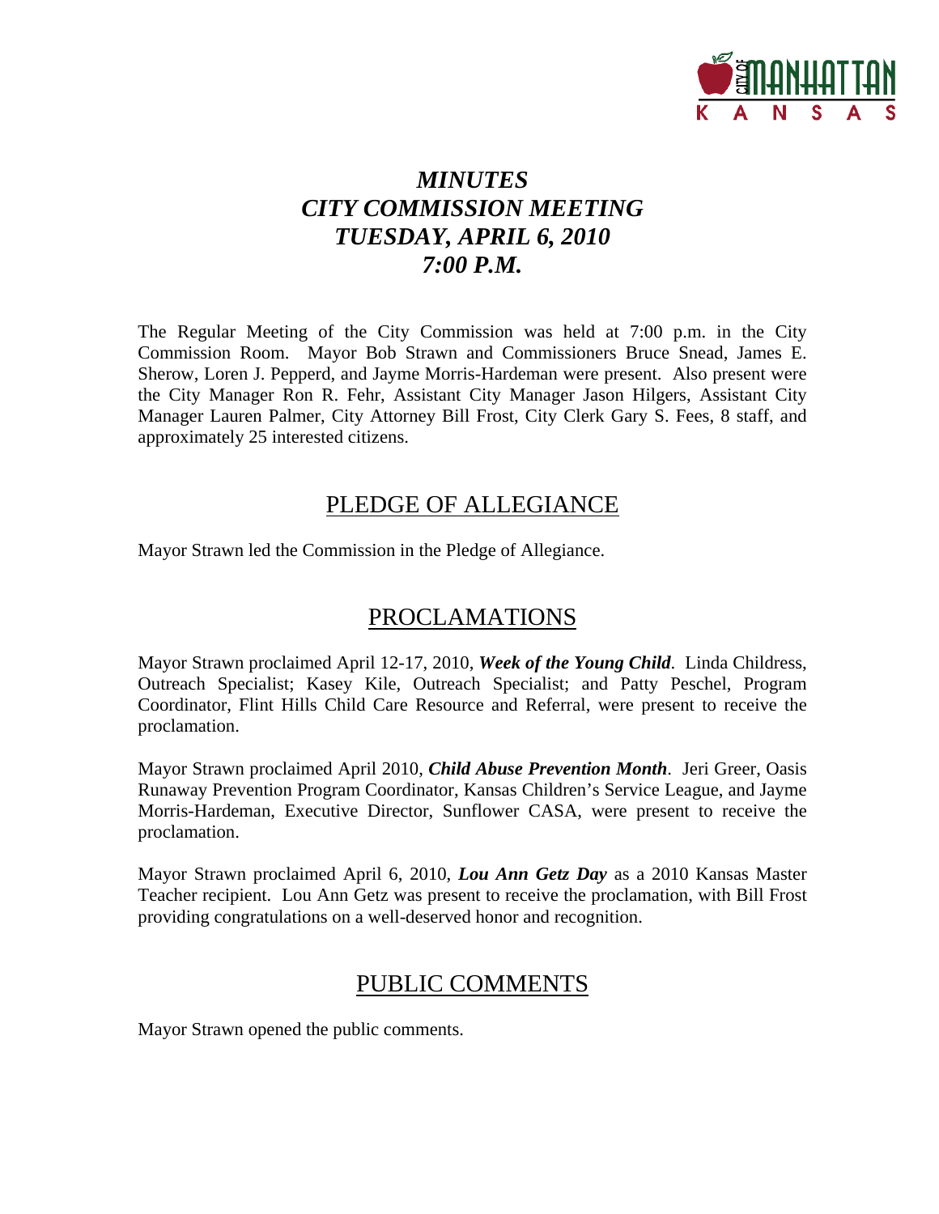# *MINUTES*
# *CITY COMMISSION MEETING*
# *TUESDAY, APRIL 6, 2010*
# *7:00 P.M.*

The Regular Meeting of the City Commission was held at 7:00 p.m. in the City Commission Room. Mayor Bob Strawn and Commissioners Bruce Snead, James E. Sherow, Loren J. Pepperd, and Jayme Morris-Hardeman were present. Also present were the City Manager Ron R. Fehr, Assistant City Manager Jason Hilgers, Assistant City Manager Lauren Palmer, City Attorney Bill Frost, City Clerk Gary S. Fees, 8 staff, and approximately 25 interested citizens.

## PLEDGE OF ALLEGIANCE

Mayor Strawn led the Commission in the Pledge of Allegiance.

## PROCLAMATIONS

Mayor Strawn proclaimed April 12-17, 2010, ***Week of the Young Child***. Linda Childress, Outreach Specialist; Kasey Kile, Outreach Specialist; and Patty Peschel, Program Coordinator, Flint Hills Child Care Resource and Referral, were present to receive the proclamation.

Mayor Strawn proclaimed April 2010, ***Child Abuse Prevention Month***. Jeri Greer, Oasis Runaway Prevention Program Coordinator, Kansas Children's Service League, and Jayme Morris-Hardeman, Executive Director, Sunflower CASA, were present to receive the proclamation.

Mayor Strawn proclaimed April 6, 2010, ***Lou Ann Getz Day*** as a 2010 Kansas Master Teacher recipient. Lou Ann Getz was present to receive the proclamation, with Bill Frost providing congratulations on a well-deserved honor and recognition.

## PUBLIC COMMENTS

Mayor Strawn opened the public comments.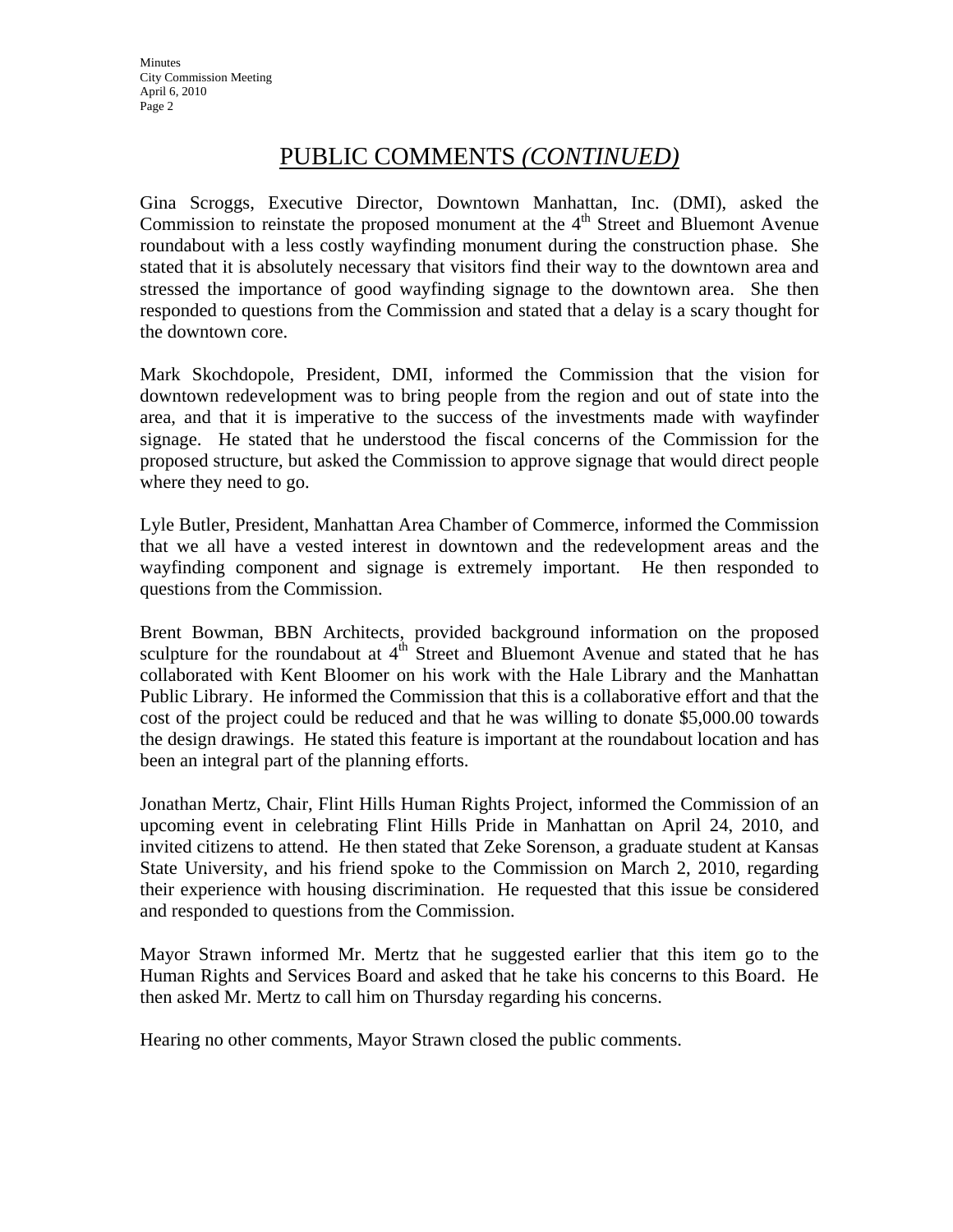# PUBLIC COMMENTS *(CONTINUED)*

Gina Scroggs, Executive Director, Downtown Manhattan, Inc. (DMI), asked the Commission to reinstate the proposed monument at the 4th Street and Bluemont Avenue roundabout with a less costly wayfinding monument during the construction phase. She stated that it is absolutely necessary that visitors find their way to the downtown area and stressed the importance of good wayfinding signage to the downtown area. She then responded to questions from the Commission and stated that a delay is a scary thought for the downtown core.

Mark Skochdopole, President, DMI, informed the Commission that the vision for downtown redevelopment was to bring people from the region and out of state into the area, and that it is imperative to the success of the investments made with wayfinder signage. He stated that he understood the fiscal concerns of the Commission for the proposed structure, but asked the Commission to approve signage that would direct people where they need to go.

Lyle Butler, President, Manhattan Area Chamber of Commerce, informed the Commission that we all have a vested interest in downtown and the redevelopment areas and the wayfinding component and signage is extremely important. He then responded to questions from the Commission.

Brent Bowman, BBN Architects, provided background information on the proposed sculpture for the roundabout at 4th Street and Bluemont Avenue and stated that he has collaborated with Kent Bloomer on his work with the Hale Library and the Manhattan Public Library. He informed the Commission that this is a collaborative effort and that the cost of the project could be reduced and that he was willing to donate $5,000.00 towards the design drawings. He stated this feature is important at the roundabout location and has been an integral part of the planning efforts.

Jonathan Mertz, Chair, Flint Hills Human Rights Project, informed the Commission of an upcoming event in celebrating Flint Hills Pride in Manhattan on April 24, 2010, and invited citizens to attend. He then stated that Zeke Sorenson, a graduate student at Kansas State University, and his friend spoke to the Commission on March 2, 2010, regarding their experience with housing discrimination. He requested that this issue be considered and responded to questions from the Commission.

Mayor Strawn informed Mr. Mertz that he suggested earlier that this item go to the Human Rights and Services Board and asked that he take his concerns to this Board. He then asked Mr. Mertz to call him on Thursday regarding his concerns.

Hearing no other comments, Mayor Strawn closed the public comments.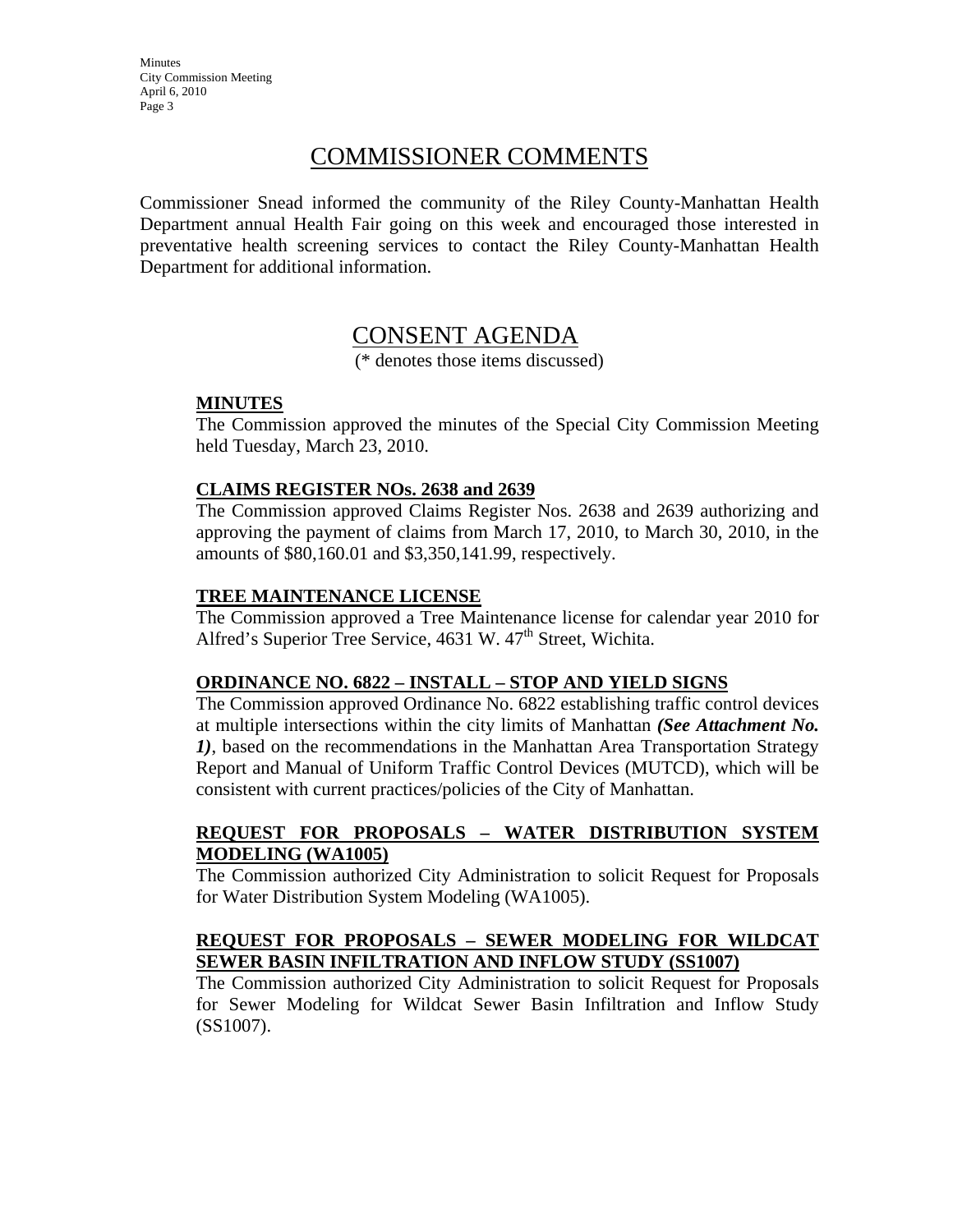## COMMISSIONER COMMENTS

Commissioner Snead informed the community of the Riley County-Manhattan Health Department annual Health Fair going on this week and encouraged those interested in preventative health screening services to contact the Riley County-Manhattan Health Department for additional information.

## CONSENT AGENDA

(* denotes those items discussed)

**MINUTES**

The Commission approved the minutes of the Special City Commission Meeting held Tuesday, March 23, 2010.

**CLAIMS REGISTER NOs. 2638 and 2639**

The Commission approved Claims Register Nos. 2638 and 2639 authorizing and approving the payment of claims from March 17, 2010, to March 30, 2010, in the amounts of $80,160.01 and $3,350,141.99, respectively.

**TREE MAINTENANCE LICENSE**

The Commission approved a Tree Maintenance license for calendar year 2010 for Alfred's Superior Tree Service, 4631 W. 47th Street, Wichita.

**ORDINANCE NO. 6822 – INSTALL – STOP AND YIELD SIGNS**

The Commission approved Ordinance No. 6822 establishing traffic control devices at multiple intersections within the city limits of Manhattan ***(See Attachment No. 1)***, based on the recommendations in the Manhattan Area Transportation Strategy Report and Manual of Uniform Traffic Control Devices (MUTCD), which will be consistent with current practices/policies of the City of Manhattan.

**REQUEST FOR PROPOSALS – WATER DISTRIBUTION SYSTEM MODELING (WA1005)**

The Commission authorized City Administration to solicit Request for Proposals for Water Distribution System Modeling (WA1005).

**REQUEST FOR PROPOSALS – SEWER MODELING FOR WILDCAT SEWER BASIN INFILTRATION AND INFLOW STUDY (SS1007)**

The Commission authorized City Administration to solicit Request for Proposals for Sewer Modeling for Wildcat Sewer Basin Infiltration and Inflow Study (SS1007).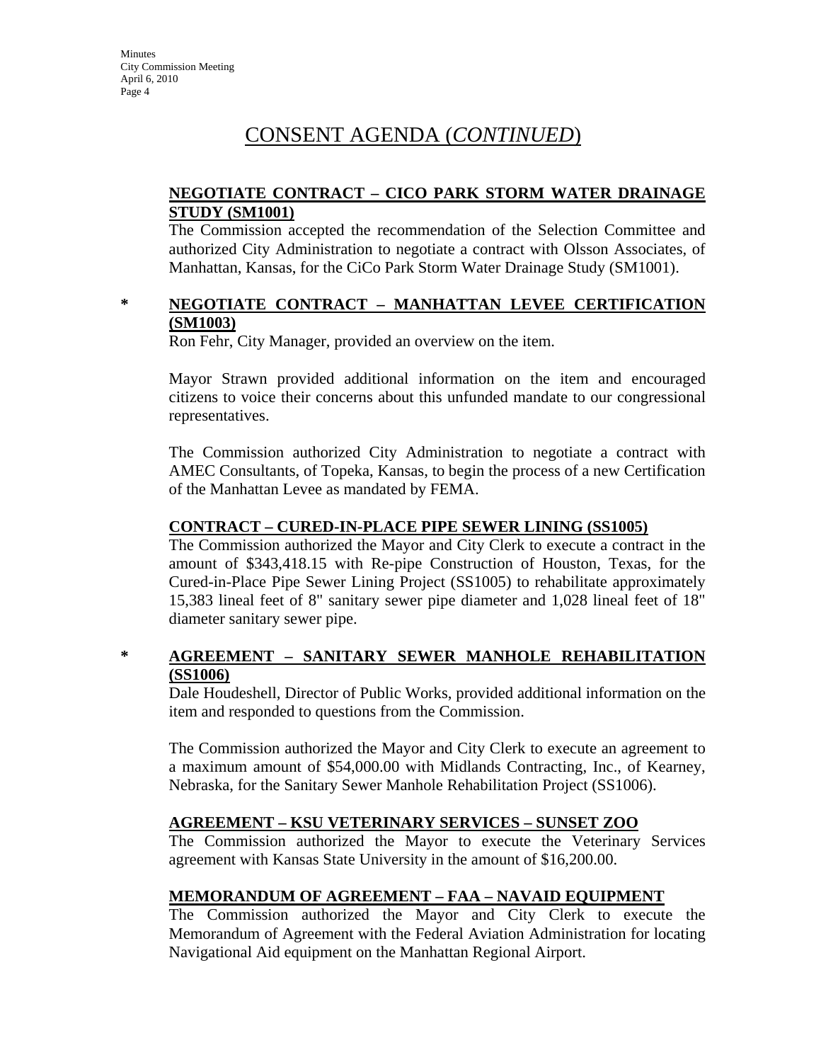# CONSENT AGENDA (*CONTINUED*)

**NEGOTIATE CONTRACT – CICO PARK STORM WATER DRAINAGE STUDY (SM1001)**

The Commission accepted the recommendation of the Selection Committee and authorized City Administration to negotiate a contract with Olsson Associates, of Manhattan, Kansas, for the CiCo Park Storm Water Drainage Study (SM1001).

\* **NEGOTIATE CONTRACT – MANHATTAN LEVEE CERTIFICATION (SM1003)**

Ron Fehr, City Manager, provided an overview on the item.

Mayor Strawn provided additional information on the item and encouraged citizens to voice their concerns about this unfunded mandate to our congressional representatives.

The Commission authorized City Administration to negotiate a contract with AMEC Consultants, of Topeka, Kansas, to begin the process of a new Certification of the Manhattan Levee as mandated by FEMA.

**CONTRACT – CURED-IN-PLACE PIPE SEWER LINING (SS1005)**

The Commission authorized the Mayor and City Clerk to execute a contract in the amount of $343,418.15 with Re-pipe Construction of Houston, Texas, for the Cured-in-Place Pipe Sewer Lining Project (SS1005) to rehabilitate approximately 15,383 lineal feet of 8" sanitary sewer pipe diameter and 1,028 lineal feet of 18" diameter sanitary sewer pipe.

\* **AGREEMENT – SANITARY SEWER MANHOLE REHABILITATION (SS1006)**

Dale Houdeshell, Director of Public Works, provided additional information on the item and responded to questions from the Commission.

The Commission authorized the Mayor and City Clerk to execute an agreement to a maximum amount of $54,000.00 with Midlands Contracting, Inc., of Kearney, Nebraska, for the Sanitary Sewer Manhole Rehabilitation Project (SS1006).

**AGREEMENT – KSU VETERINARY SERVICES – SUNSET ZOO**

The Commission authorized the Mayor to execute the Veterinary Services agreement with Kansas State University in the amount of $16,200.00.

**MEMORANDUM OF AGREEMENT – FAA – NAVAID EQUIPMENT**

The Commission authorized the Mayor and City Clerk to execute the Memorandum of Agreement with the Federal Aviation Administration for locating Navigational Aid equipment on the Manhattan Regional Airport.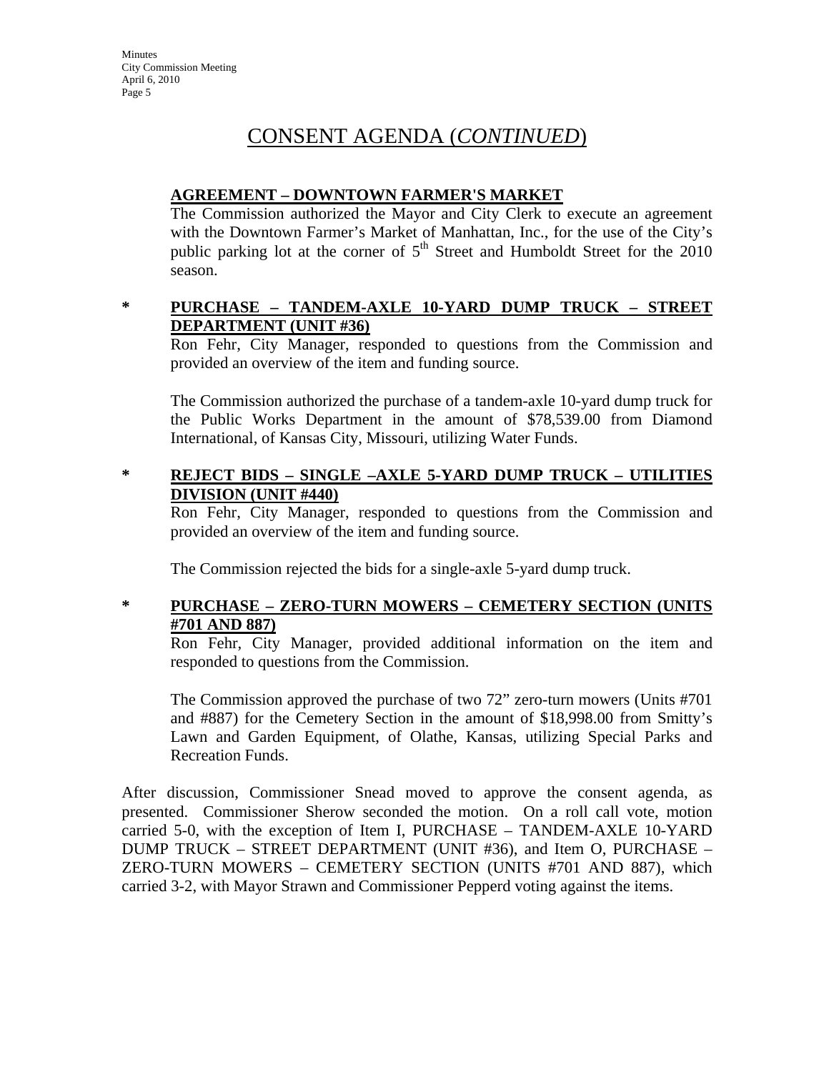## CONSENT AGENDA (*CONTINUED*)

**AGREEMENT – DOWNTOWN FARMER'S MARKET**

The Commission authorized the Mayor and City Clerk to execute an agreement with the Downtown Farmer's Market of Manhattan, Inc., for the use of the City's public parking lot at the corner of 5th Street and Humboldt Street for the 2010 season.

\* **PURCHASE – TANDEM-AXLE 10-YARD DUMP TRUCK – STREET DEPARTMENT (UNIT #36)**

Ron Fehr, City Manager, responded to questions from the Commission and provided an overview of the item and funding source.

The Commission authorized the purchase of a tandem-axle 10-yard dump truck for the Public Works Department in the amount of $78,539.00 from Diamond International, of Kansas City, Missouri, utilizing Water Funds.

\* **REJECT BIDS – SINGLE –AXLE 5-YARD DUMP TRUCK – UTILITIES DIVISION (UNIT #440)**

Ron Fehr, City Manager, responded to questions from the Commission and provided an overview of the item and funding source.

The Commission rejected the bids for a single-axle 5-yard dump truck.

\* **PURCHASE – ZERO-TURN MOWERS – CEMETERY SECTION (UNITS #701 AND 887)**

Ron Fehr, City Manager, provided additional information on the item and responded to questions from the Commission.

The Commission approved the purchase of two 72" zero-turn mowers (Units #701 and #887) for the Cemetery Section in the amount of $18,998.00 from Smitty's Lawn and Garden Equipment, of Olathe, Kansas, utilizing Special Parks and Recreation Funds.

After discussion, Commissioner Snead moved to approve the consent agenda, as presented. Commissioner Sherow seconded the motion. On a roll call vote, motion carried 5-0, with the exception of Item I, PURCHASE – TANDEM-AXLE 10-YARD DUMP TRUCK – STREET DEPARTMENT (UNIT #36), and Item O, PURCHASE – ZERO-TURN MOWERS – CEMETERY SECTION (UNITS #701 AND 887), which carried 3-2, with Mayor Strawn and Commissioner Pepperd voting against the items.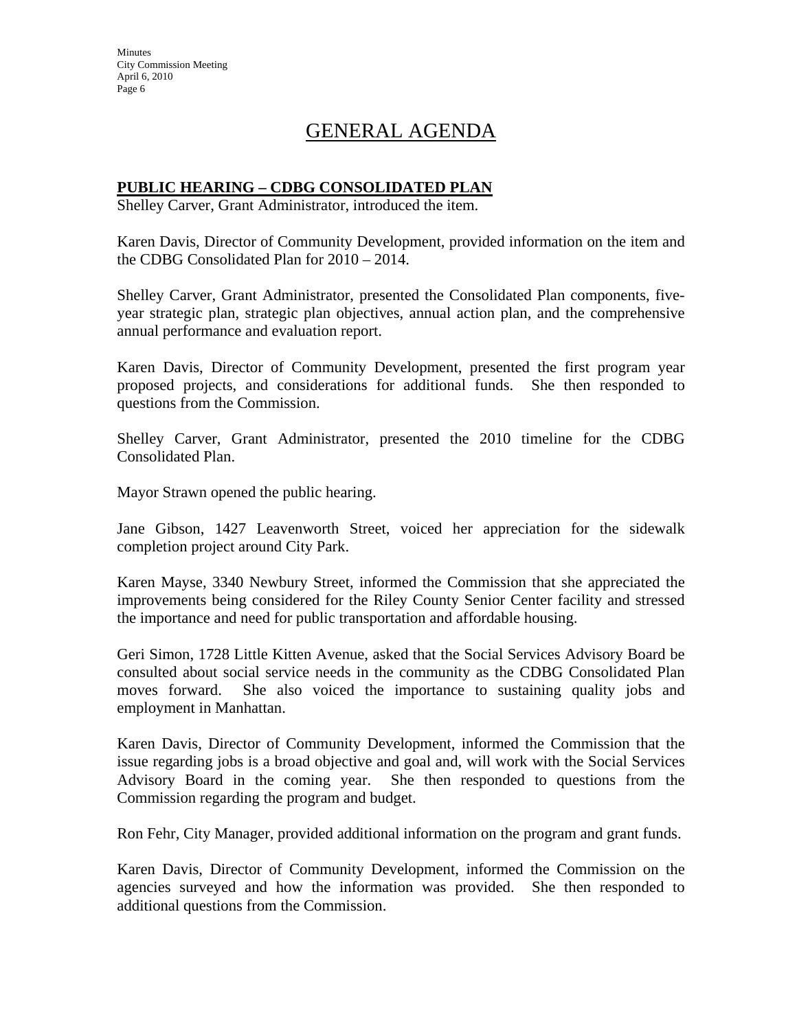# GENERAL AGENDA

**PUBLIC HEARING – CDBG CONSOLIDATED PLAN**

Shelley Carver, Grant Administrator, introduced the item.

Karen Davis, Director of Community Development, provided information on the item and the CDBG Consolidated Plan for 2010 – 2014.

Shelley Carver, Grant Administrator, presented the Consolidated Plan components, five-year strategic plan, strategic plan objectives, annual action plan, and the comprehensive annual performance and evaluation report.

Karen Davis, Director of Community Development, presented the first program year proposed projects, and considerations for additional funds. She then responded to questions from the Commission.

Shelley Carver, Grant Administrator, presented the 2010 timeline for the CDBG Consolidated Plan.

Mayor Strawn opened the public hearing.

Jane Gibson, 1427 Leavenworth Street, voiced her appreciation for the sidewalk completion project around City Park.

Karen Mayse, 3340 Newbury Street, informed the Commission that she appreciated the improvements being considered for the Riley County Senior Center facility and stressed the importance and need for public transportation and affordable housing.

Geri Simon, 1728 Little Kitten Avenue, asked that the Social Services Advisory Board be consulted about social service needs in the community as the CDBG Consolidated Plan moves forward. She also voiced the importance to sustaining quality jobs and employment in Manhattan.

Karen Davis, Director of Community Development, informed the Commission that the issue regarding jobs is a broad objective and goal and, will work with the Social Services Advisory Board in the coming year. She then responded to questions from the Commission regarding the program and budget.

Ron Fehr, City Manager, provided additional information on the program and grant funds.

Karen Davis, Director of Community Development, informed the Commission on the agencies surveyed and how the information was provided. She then responded to additional questions from the Commission.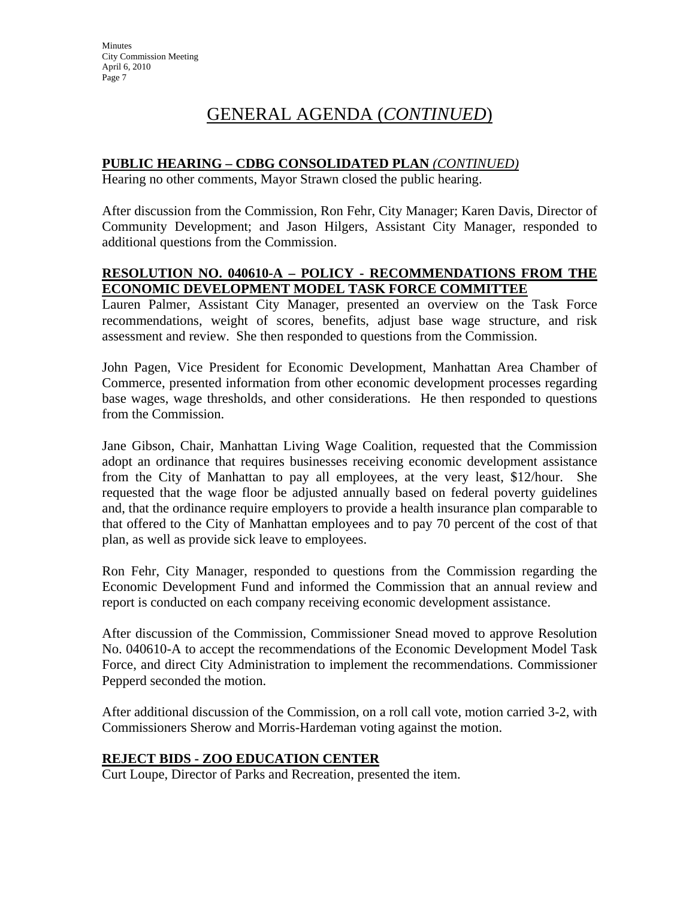# GENERAL AGENDA (*CONTINUED*)

**PUBLIC HEARING – CDBG CONSOLIDATED PLAN** ***(CONTINUED)***

Hearing no other comments, Mayor Strawn closed the public hearing.

After discussion from the Commission, Ron Fehr, City Manager; Karen Davis, Director of Community Development; and Jason Hilgers, Assistant City Manager, responded to additional questions from the Commission.

**RESOLUTION NO. 040610-A – POLICY - RECOMMENDATIONS FROM THE ECONOMIC DEVELOPMENT MODEL TASK FORCE COMMITTEE**

Lauren Palmer, Assistant City Manager, presented an overview on the Task Force recommendations, weight of scores, benefits, adjust base wage structure, and risk assessment and review. She then responded to questions from the Commission.

John Pagen, Vice President for Economic Development, Manhattan Area Chamber of Commerce, presented information from other economic development processes regarding base wages, wage thresholds, and other considerations. He then responded to questions from the Commission.

Jane Gibson, Chair, Manhattan Living Wage Coalition, requested that the Commission adopt an ordinance that requires businesses receiving economic development assistance from the City of Manhattan to pay all employees, at the very least, $12/hour. She requested that the wage floor be adjusted annually based on federal poverty guidelines and, that the ordinance require employers to provide a health insurance plan comparable to that offered to the City of Manhattan employees and to pay 70 percent of the cost of that plan, as well as provide sick leave to employees.

Ron Fehr, City Manager, responded to questions from the Commission regarding the Economic Development Fund and informed the Commission that an annual review and report is conducted on each company receiving economic development assistance.

After discussion of the Commission, Commissioner Snead moved to approve Resolution No. 040610-A to accept the recommendations of the Economic Development Model Task Force, and direct City Administration to implement the recommendations. Commissioner Pepperd seconded the motion.

After additional discussion of the Commission, on a roll call vote, motion carried 3-2, with Commissioners Sherow and Morris-Hardeman voting against the motion.

**REJECT BIDS - ZOO EDUCATION CENTER**

Curt Loupe, Director of Parks and Recreation, presented the item.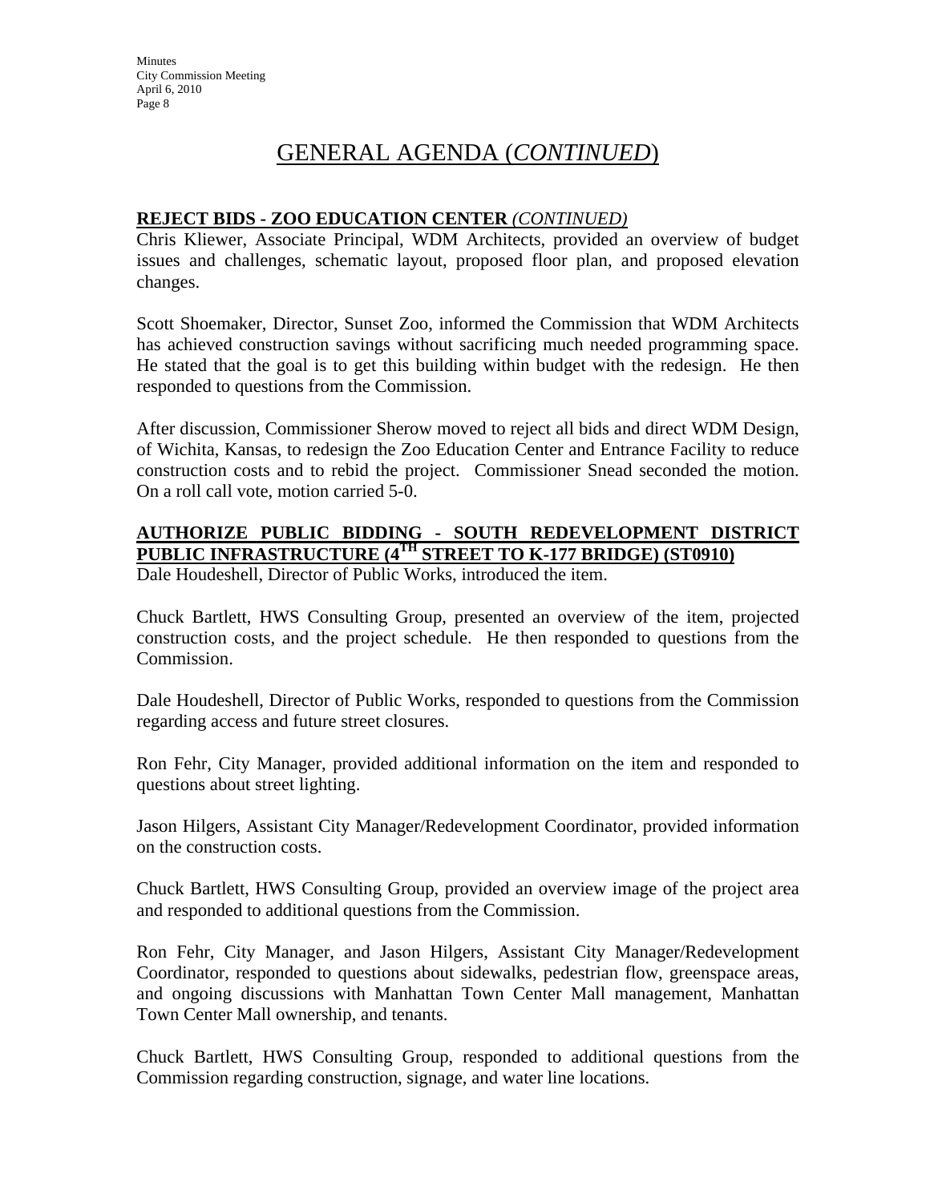# GENERAL AGENDA (*CONTINUED*)

**REJECT BIDS - ZOO EDUCATION CENTER** *(CONTINUED)*

Chris Kliewer, Associate Principal, WDM Architects, provided an overview of budget issues and challenges, schematic layout, proposed floor plan, and proposed elevation changes.

Scott Shoemaker, Director, Sunset Zoo, informed the Commission that WDM Architects has achieved construction savings without sacrificing much needed programming space. He stated that the goal is to get this building within budget with the redesign. He then responded to questions from the Commission.

After discussion, Commissioner Sherow moved to reject all bids and direct WDM Design, of Wichita, Kansas, to redesign the Zoo Education Center and Entrance Facility to reduce construction costs and to rebid the project. Commissioner Snead seconded the motion. On a roll call vote, motion carried 5-0.

**AUTHORIZE PUBLIC BIDDING - SOUTH REDEVELOPMENT DISTRICT PUBLIC INFRASTRUCTURE (4TH STREET TO K-177 BRIDGE) (ST0910)**

Dale Houdeshell, Director of Public Works, introduced the item.

Chuck Bartlett, HWS Consulting Group, presented an overview of the item, projected construction costs, and the project schedule. He then responded to questions from the Commission.

Dale Houdeshell, Director of Public Works, responded to questions from the Commission regarding access and future street closures.

Ron Fehr, City Manager, provided additional information on the item and responded to questions about street lighting.

Jason Hilgers, Assistant City Manager/Redevelopment Coordinator, provided information on the construction costs.

Chuck Bartlett, HWS Consulting Group, provided an overview image of the project area and responded to additional questions from the Commission.

Ron Fehr, City Manager, and Jason Hilgers, Assistant City Manager/Redevelopment Coordinator, responded to questions about sidewalks, pedestrian flow, greenspace areas, and ongoing discussions with Manhattan Town Center Mall management, Manhattan Town Center Mall ownership, and tenants.

Chuck Bartlett, HWS Consulting Group, responded to additional questions from the Commission regarding construction, signage, and water line locations.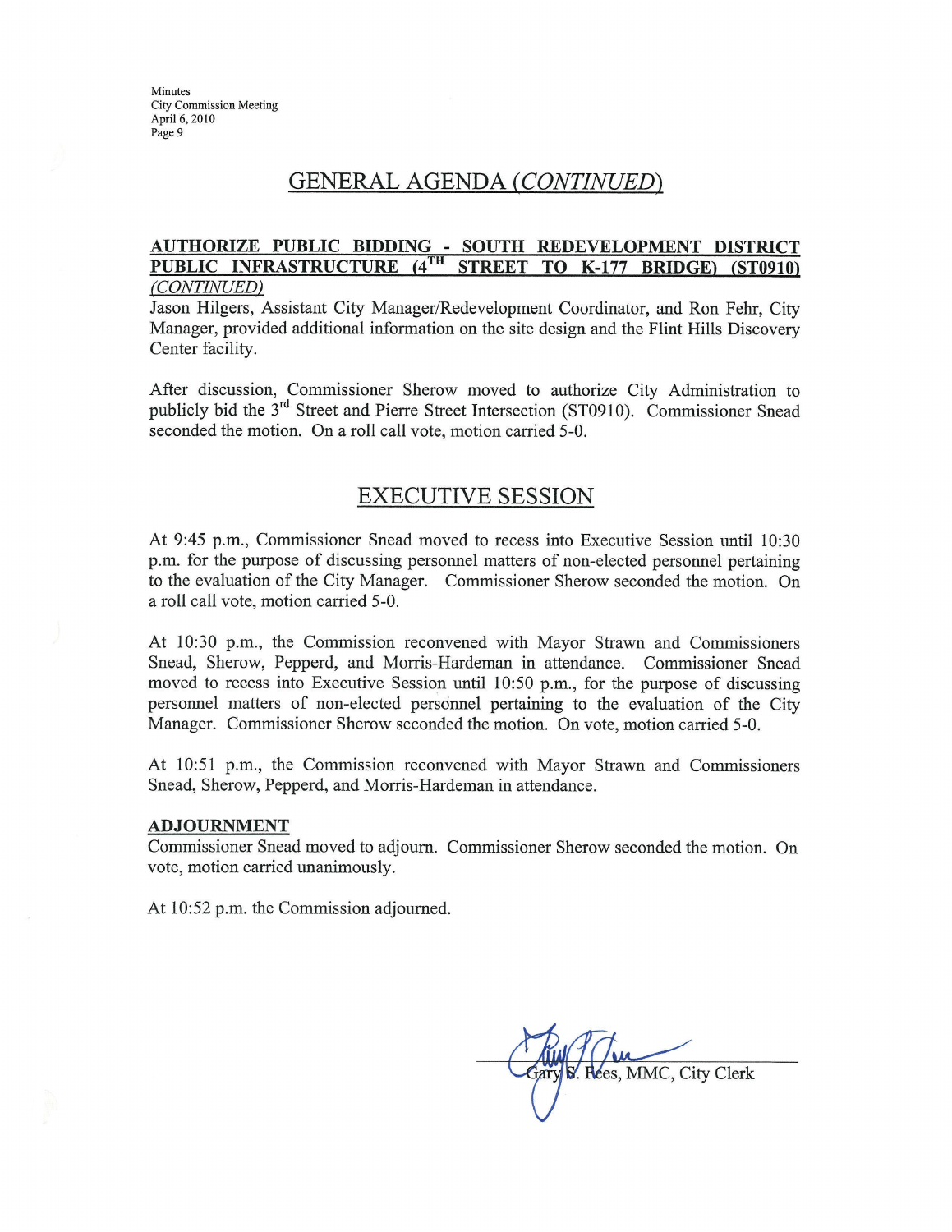## GENERAL AGENDA *(CONTINUED)*

**AUTHORIZE PUBLIC BIDDING - SOUTH REDEVELOPMENT DISTRICT PUBLIC INFRASTRUCTURE (4TH STREET TO K-177 BRIDGE) (ST0910)** *(CONTINUED)*

Jason Hilgers, Assistant City Manager/Redevelopment Coordinator, and Ron Fehr, City Manager, provided additional information on the site design and the Flint Hills Discovery Center facility.

After discussion, Commissioner Sherow moved to authorize City Administration to publicly bid the 3rd Street and Pierre Street Intersection (ST0910). Commissioner Snead seconded the motion. On a roll call vote, motion carried 5-0.

## EXECUTIVE SESSION

At 9:45 p.m., Commissioner Snead moved to recess into Executive Session until 10:30 p.m. for the purpose of discussing personnel matters of non-elected personnel pertaining to the evaluation of the City Manager. Commissioner Sherow seconded the motion. On a roll call vote, motion carried 5-0.

At 10:30 p.m., the Commission reconvened with Mayor Strawn and Commissioners Snead, Sherow, Pepperd, and Morris-Hardeman in attendance. Commissioner Snead moved to recess into Executive Session until 10:50 p.m., for the purpose of discussing personnel matters of non-elected personnel pertaining to the evaluation of the City Manager. Commissioner Sherow seconded the motion. On vote, motion carried 5-0.

At 10:51 p.m., the Commission reconvened with Mayor Strawn and Commissioners Snead, Sherow, Pepperd, and Morris-Hardeman in attendance.

**ADJOURNMENT**

Commissioner Snead moved to adjourn. Commissioner Sherow seconded the motion. On vote, motion carried unanimously.

At 10:52 p.m. the Commission adjourned.

Gary S. Fees, MMC, City Clerk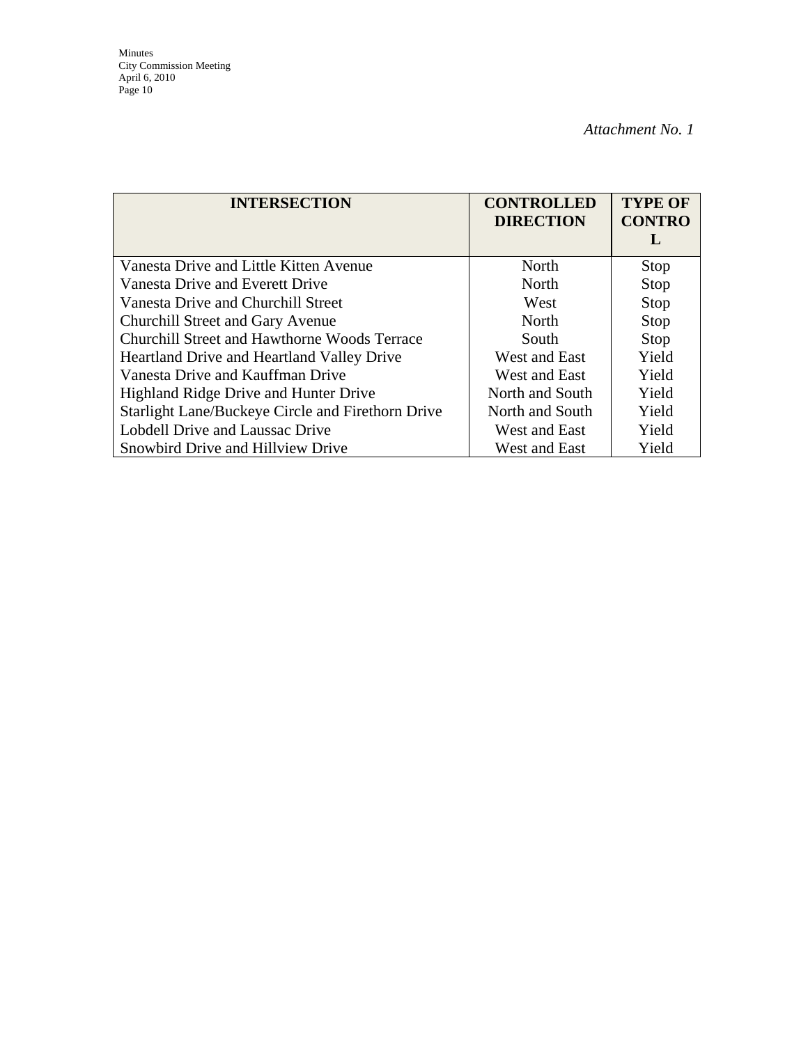*Attachment No. 1*

| INTERSECTION | CONTROLLED DIRECTION | TYPE OF CONTROL |
|---|---|---|
| Vanesta Drive and Little Kitten Avenue | North | Stop |
| Vanesta Drive and Everett Drive | North | Stop |
| Vanesta Drive and Churchill Street | West | Stop |
| Churchill Street and Gary Avenue | North | Stop |
| Churchill Street and Hawthorne Woods Terrace | South | Stop |
| Heartland Drive and Heartland Valley Drive | West and East | Yield |
| Vanesta Drive and Kauffman Drive | West and East | Yield |
| Highland Ridge Drive and Hunter Drive | North and South | Yield |
| Starlight Lane/Buckeye Circle and Firethorn Drive | North and South | Yield |
| Lobdell Drive and Laussac Drive | West and East | Yield |
| Snowbird Drive and Hillview Drive | West and East | Yield |